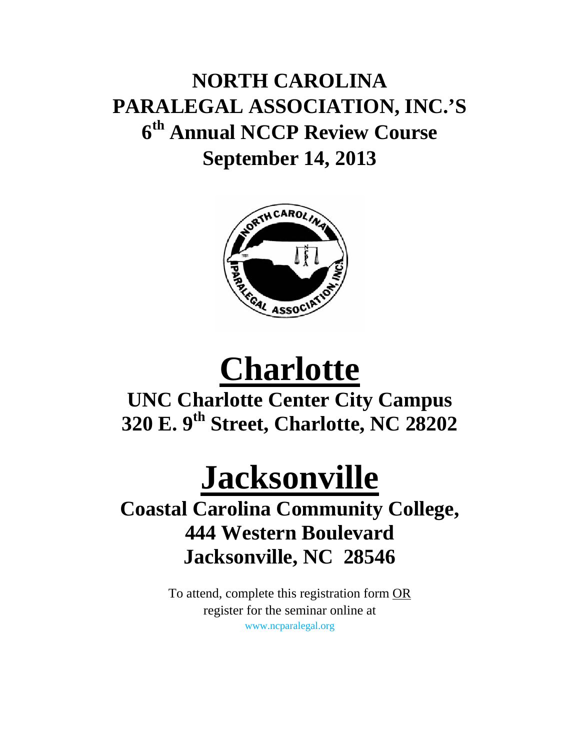# NORTH CAROLINA PARALEGAL ASSOCIATION, INC.'S 6th Annual NCCP Review Course September 14, 2013

# Charlotte

## UNC Charlotte Center City Campus 320 E. 9th Street, Charlotte, NC 28202

# Jacksonville

## Coastal Carolina Community College, 444 Western Boulevard Jacksonville, NC 28546

To attend, complete this registration form OR register for the seminar online at www.ncparalegal.org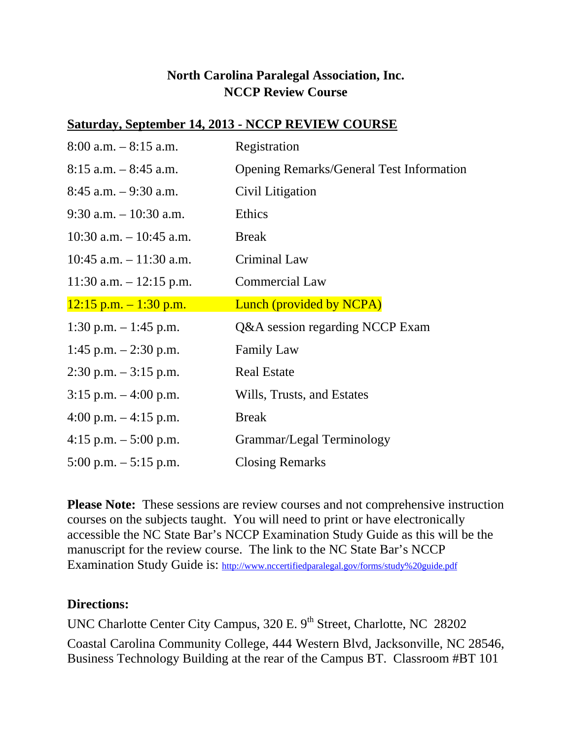# North Carolina Paralegal Association, Inc.
# NCCP Review Course

**<u>Saturday, September 14, 2013 - NCCP REVIEW COURSE</u>**

| | |
|---|---|
| 8:00 a.m. – 8:15 a.m. | Registration |
| 8:15 a.m. – 8:45 a.m. | Opening Remarks/General Test Information |
| 8:45 a.m. – 9:30 a.m. | Civil Litigation |
| 9:30 a.m. – 10:30 a.m. | Ethics |
| 10:30 a.m. – 10:45 a.m. | Break |
| 10:45 a.m. – 11:30 a.m. | Criminal Law |
| 11:30 a.m. – 12:15 p.m. | Commercial Law |
| 12:15 p.m. – 1:30 p.m. | Lunch (provided by NCPA) |
| 1:30 p.m. – 1:45 p.m. | Q&A session regarding NCCP Exam |
| 1:45 p.m. – 2:30 p.m. | Family Law |
| 2:30 p.m. – 3:15 p.m. | Real Estate |
| 3:15 p.m. – 4:00 p.m. | Wills, Trusts, and Estates |
| 4:00 p.m. – 4:15 p.m. | Break |
| 4:15 p.m. – 5:00 p.m. | Grammar/Legal Terminology |
| 5:00 p.m. – 5:15 p.m. | Closing Remarks |

**Please Note:** These sessions are review courses and not comprehensive instruction courses on the subjects taught. You will need to print or have electronically accessible the NC State Bar's NCCP Examination Study Guide as this will be the manuscript for the review course. The link to the NC State Bar's NCCP Examination Study Guide is: http://www.nccertifiedparalegal.gov/forms/study%20guide.pdf

**Directions:**

UNC Charlotte Center City Campus, 320 E. 9th Street, Charlotte, NC 28202

Coastal Carolina Community College, 444 Western Blvd, Jacksonville, NC 28546, Business Technology Building at the rear of the Campus BT. Classroom #BT 101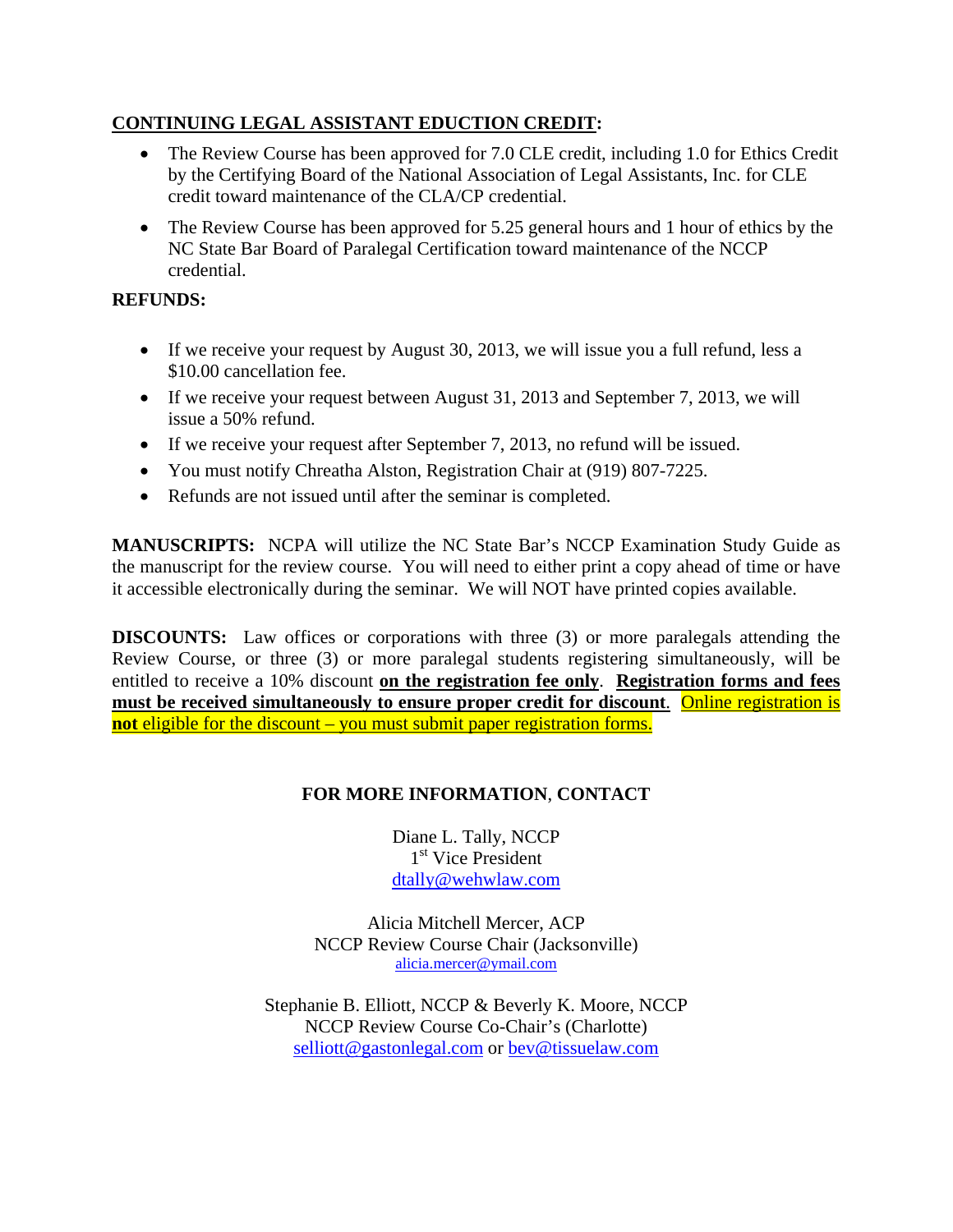**CONTINUING LEGAL ASSISTANT EDUCTION CREDIT:**

- The Review Course has been approved for 7.0 CLE credit, including 1.0 for Ethics Credit by the Certifying Board of the National Association of Legal Assistants, Inc. for CLE credit toward maintenance of the CLA/CP credential.
- The Review Course has been approved for 5.25 general hours and 1 hour of ethics by the NC State Bar Board of Paralegal Certification toward maintenance of the NCCP credential.

**REFUNDS:**

- If we receive your request by August 30, 2013, we will issue you a full refund, less a $10.00 cancellation fee.
- If we receive your request between August 31, 2013 and September 7, 2013, we will issue a 50% refund.
- If we receive your request after September 7, 2013, no refund will be issued.
- You must notify Chreatha Alston, Registration Chair at (919) 807-7225.
- Refunds are not issued until after the seminar is completed.

**MANUSCRIPTS:** NCPA will utilize the NC State Bar's NCCP Examination Study Guide as the manuscript for the review course. You will need to either print a copy ahead of time or have it accessible electronically during the seminar. We will NOT have printed copies available.

**DISCOUNTS:** Law offices or corporations with three (3) or more paralegals attending the Review Course, or three (3) or more paralegal students registering simultaneously, will be entitled to receive a 10% discount **on the registration fee only**. **Registration forms and fees must be received simultaneously to ensure proper credit for discount**. Online registration is **not** eligible for the discount – you must submit paper registration forms.

**FOR MORE INFORMATION, CONTACT**

Diane L. Tally, NCCP
1st Vice President
dtally@wehwlaw.com

Alicia Mitchell Mercer, ACP
NCCP Review Course Chair (Jacksonville)
alicia.mercer@ymail.com

Stephanie B. Elliott, NCCP & Beverly K. Moore, NCCP
NCCP Review Course Co-Chair's (Charlotte)
selliott@gastonlegal.com or bev@tissuelaw.com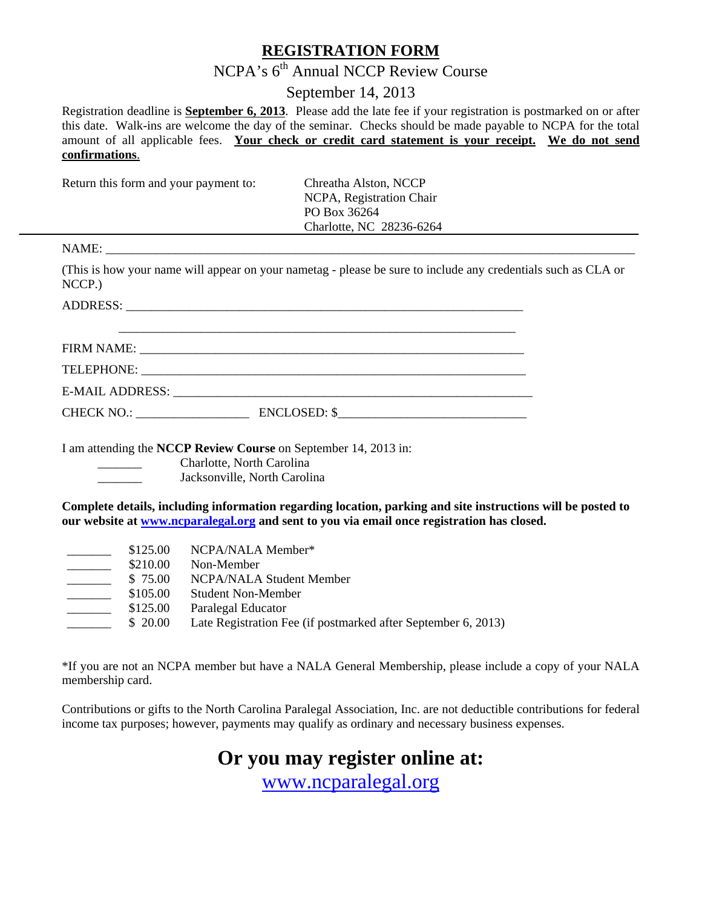# REGISTRATION FORM

NCPA's 6th Annual NCCP Review Course

September 14, 2013

Registration deadline is **September 6, 2013**. Please add the late fee if your registration is postmarked on or after this date. Walk-ins are welcome the day of the seminar. Checks should be made payable to NCPA for the total amount of all applicable fees. **Your check or credit card statement is your receipt. We do not send confirmations**.

Return this form and your payment to:

Chreatha Alston, NCCP
NCPA, Registration Chair
PO Box 36264
Charlotte, NC 28236-6264

---

NAME: ____________________________________________________________________________________

(This is how your name will appear on your nametag - please be sure to include any credentials such as CLA or NCCP.)

ADDRESS: ________________________________________________________________

________________________________________________________________

FIRM NAME: ______________________________________________________________

TELEPHONE: ______________________________________________________________

E-MAIL ADDRESS: __________________________________________________________

CHECK NO.: __________________ ENCLOSED: $______________________________

I am attending the **NCCP Review Course** on September 14, 2013 in:

_______ Charlotte, North Carolina
_______ Jacksonville, North Carolina

**Complete details, including information regarding location, parking and site instructions will be posted to our website at www.ncparalegal.org and sent to you via email once registration has closed.**

| | | |
|---|---|---|
| _______ | \$125.00 | NCPA/NALA Member* |
| _______ | \$210.00 | Non-Member |
| _______ | \$ 75.00 | NCPA/NALA Student Member |
| _______ | \$105.00 | Student Non-Member |
| _______ | \$125.00 | Paralegal Educator |
| _______ | \$ 20.00 | Late Registration Fee (if postmarked after September 6, 2013) |

*If you are not an NCPA member but have a NALA General Membership, please include a copy of your NALA membership card.

Contributions or gifts to the North Carolina Paralegal Association, Inc. are not deductible contributions for federal income tax purposes; however, payments may qualify as ordinary and necessary business expenses.

## Or you may register online at:

www.ncparalegal.org